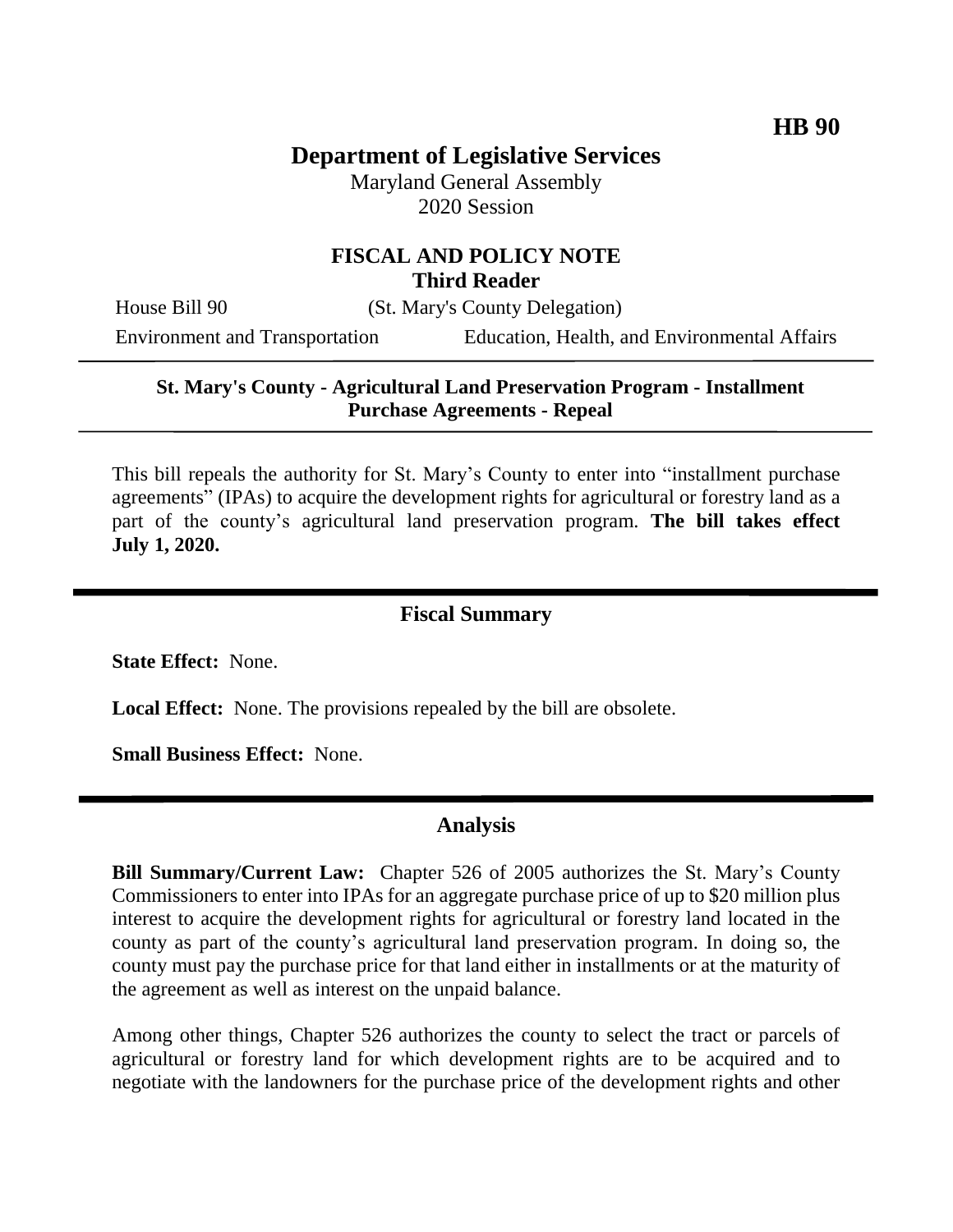**HB 90**

# Department of Legislative Services

Maryland General Assembly
2020 Session

## FISCAL AND POLICY NOTE
**Third Reader**

House Bill 90 (St. Mary's County Delegation)

Environment and Transportation Education, Health, and Environmental Affairs

---

**St. Mary's County - Agricultural Land Preservation Program - Installment Purchase Agreements - Repeal**

---

This bill repeals the authority for St. Mary's County to enter into "installment purchase agreements" (IPAs) to acquire the development rights for agricultural or forestry land as a part of the county's agricultural land preservation program. **The bill takes effect July 1, 2020.**

## Fiscal Summary

**State Effect:** None.

**Local Effect:** None. The provisions repealed by the bill are obsolete.

**Small Business Effect:** None.

## Analysis

**Bill Summary/Current Law:** Chapter 526 of 2005 authorizes the St. Mary's County Commissioners to enter into IPAs for an aggregate purchase price of up to $20 million plus interest to acquire the development rights for agricultural or forestry land located in the county as part of the county's agricultural land preservation program. In doing so, the county must pay the purchase price for that land either in installments or at the maturity of the agreement as well as interest on the unpaid balance.

Among other things, Chapter 526 authorizes the county to select the tract or parcels of agricultural or forestry land for which development rights are to be acquired and to negotiate with the landowners for the purchase price of the development rights and other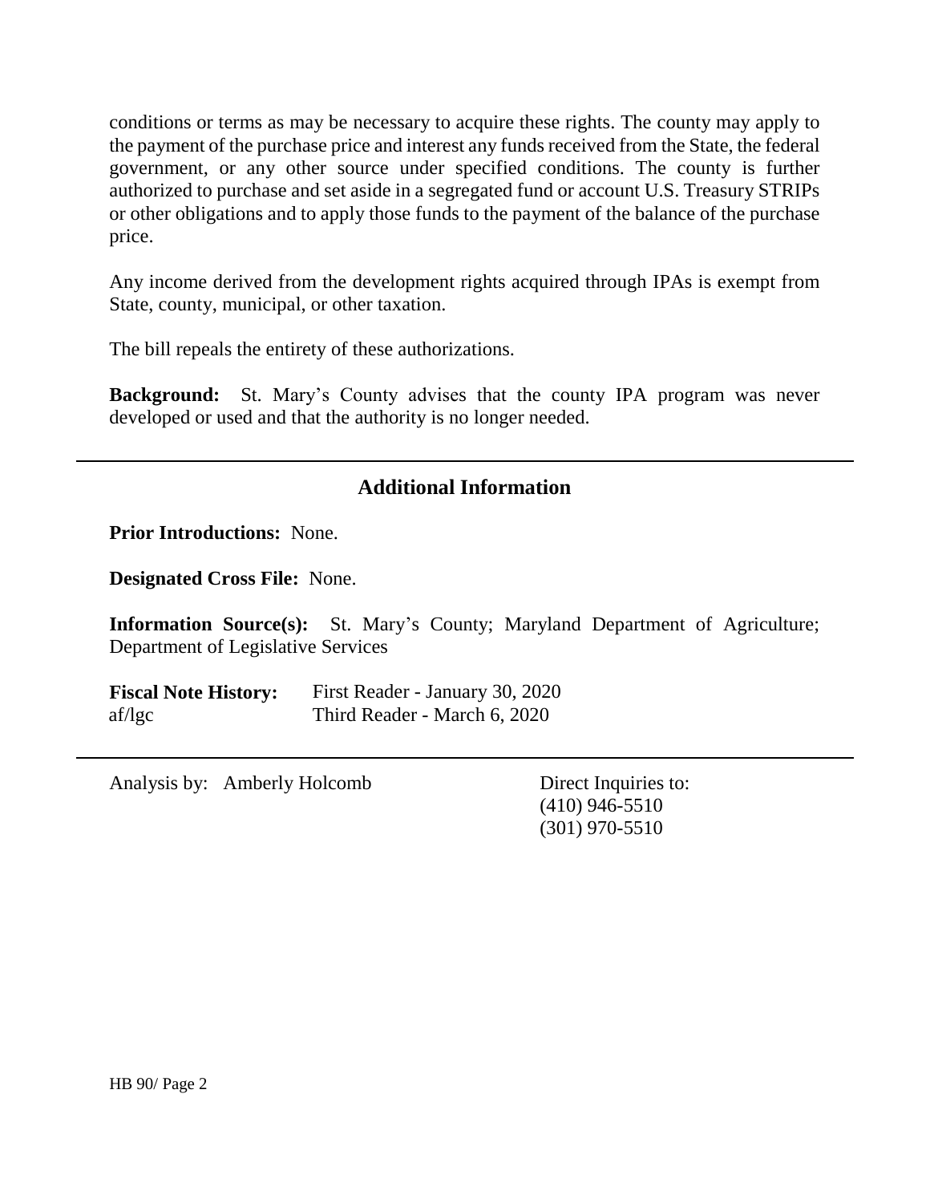conditions or terms as may be necessary to acquire these rights. The county may apply to the payment of the purchase price and interest any funds received from the State, the federal government, or any other source under specified conditions. The county is further authorized to purchase and set aside in a segregated fund or account U.S. Treasury STRIPs or other obligations and to apply those funds to the payment of the balance of the purchase price.

Any income derived from the development rights acquired through IPAs is exempt from State, county, municipal, or other taxation.

The bill repeals the entirety of these authorizations.

**Background:** St. Mary's County advises that the county IPA program was never developed or used and that the authority is no longer needed.

## Additional Information

**Prior Introductions:** None.

**Designated Cross File:** None.

**Information Source(s):** St. Mary's County; Maryland Department of Agriculture; Department of Legislative Services

**Fiscal Note History:** First Reader - January 30, 2020
af/lgc Third Reader - March 6, 2020

Analysis by: Amberly Holcomb

Direct Inquiries to:
(410) 946-5510
(301) 970-5510